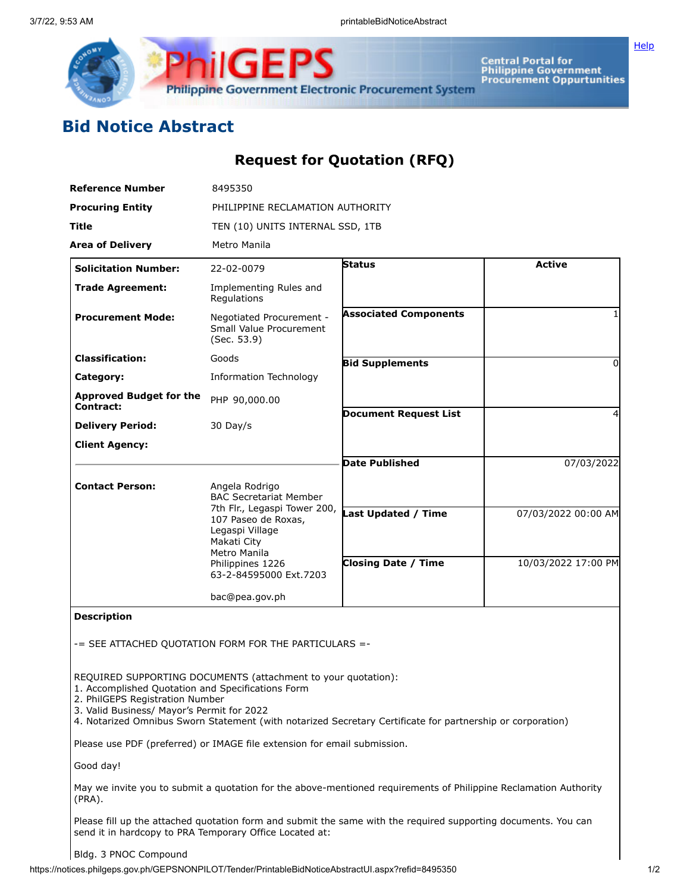# Bid Notice Abstract

## Request for Quotation (RFQ)

| | |
|---|---|
| **Reference Number** | 8495350 |
| **Procuring Entity** | PHILIPPINE RECLAMATION AUTHORITY |
| **Title** | TEN (10) UNITS INTERNAL SSD, 1TB |
| **Area of Delivery** | Metro Manila |

| | |
|---|---|
| **Solicitation Number:** | 22-02-0079 |
| **Trade Agreement:** | Implementing Rules and Regulations |
| **Procurement Mode:** | Negotiated Procurement - Small Value Procurement (Sec. 53.9) |
| **Classification:** | Goods |
| **Category:** | Information Technology |
| **Approved Budget for the Contract:** | PHP 90,000.00 |
| **Delivery Period:** | 30 Day/s |
| **Client Agency:** | |
| **Contact Person:** | Angela Rodrigo<br>BAC Secretariat Member<br>7th Flr., Legaspi Tower 200,<br>107 Paseo de Roxas,<br>Legaspi Village<br>Makati City<br>Metro Manila<br>Philippines 1226<br>63-2-84595000 Ext.7203<br><br>bac@pea.gov.ph |

| | |
|---|---|
| **Status** | Active |
| **Associated Components** | 1 |
| **Bid Supplements** | 0 |
| **Document Request List** | 4 |
| **Date Published** | 07/03/2022 |
| **Last Updated / Time** | 07/03/2022 00:00 AM |
| **Closing Date / Time** | 10/03/2022 17:00 PM |

**Description**

-= SEE ATTACHED QUOTATION FORM FOR THE PARTICULARS =-

REQUIRED SUPPORTING DOCUMENTS (attachment to your quotation):
1. Accomplished Quotation and Specifications Form
2. PhilGEPS Registration Number
3. Valid Business/ Mayor's Permit for 2022
4. Notarized Omnibus Sworn Statement (with notarized Secretary Certificate for partnership or corporation)

Please use PDF (preferred) or IMAGE file extension for email submission.

Good day!

May we invite you to submit a quotation for the above-mentioned requirements of Philippine Reclamation Authority (PRA).

Please fill up the attached quotation form and submit the same with the required supporting documents. You can send it in hardcopy to PRA Temporary Office Located at:

Bldg. 3 PNOC Compound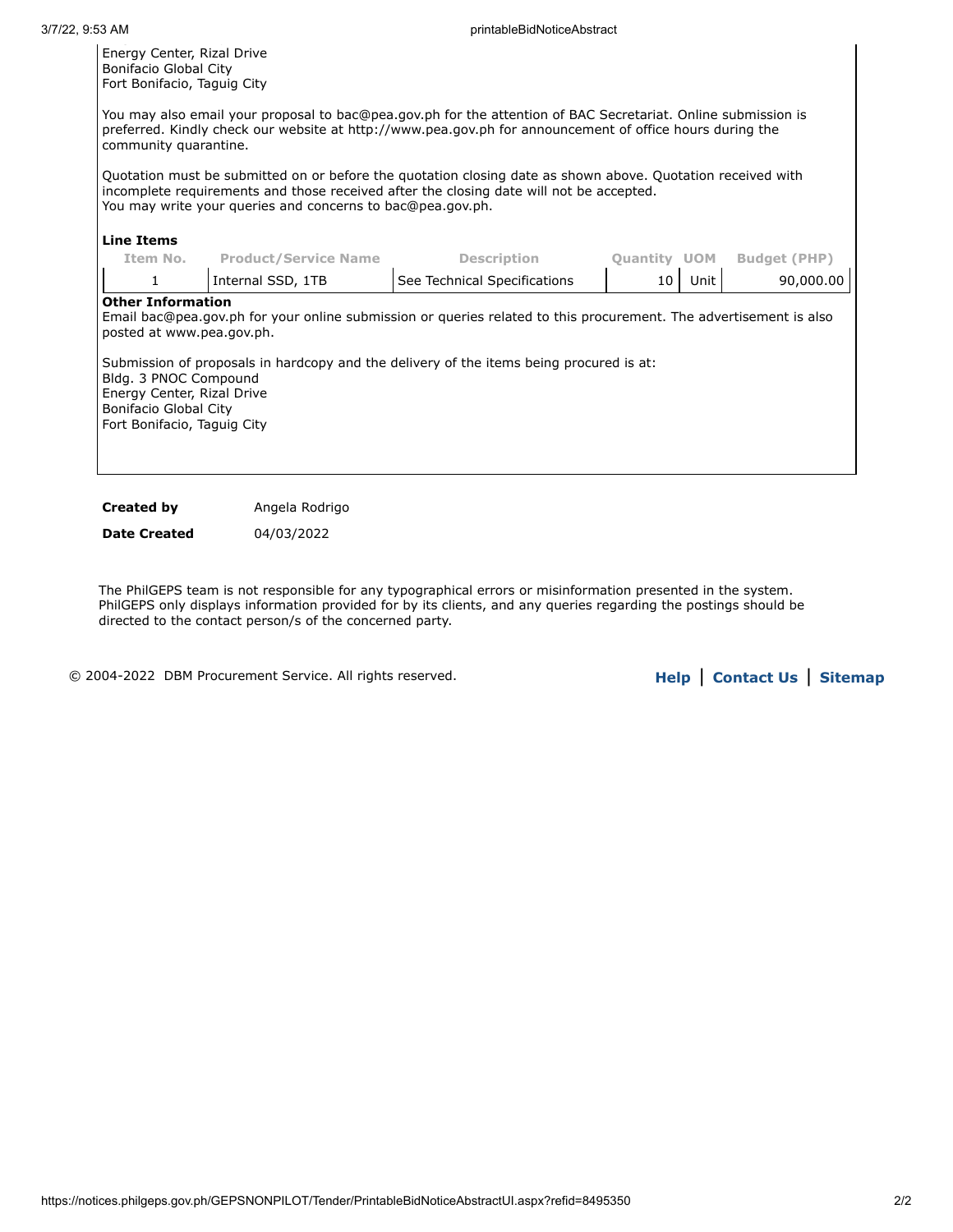Energy Center, Rizal Drive
Bonifacio Global City
Fort Bonifacio, Taguig City

You may also email your proposal to bac@pea.gov.ph for the attention of BAC Secretariat. Online submission is preferred. Kindly check our website at http://www.pea.gov.ph for announcement of office hours during the community quarantine.

Quotation must be submitted on or before the quotation closing date as shown above. Quotation received with incomplete requirements and those received after the closing date will not be accepted.
You may write your queries and concerns to bac@pea.gov.ph.

**Line Items**

| Item No. | Product/Service Name | Description | Quantity | UOM | Budget (PHP) |
|---|---|---|---|---|---|
| 1 | Internal SSD, 1TB | See Technical Specifications | 10 | Unit | 90,000.00 |

**Other Information**

Email bac@pea.gov.ph for your online submission or queries related to this procurement. The advertisement is also posted at www.pea.gov.ph.

Submission of proposals in hardcopy and the delivery of the items being procured is at:
Bldg. 3 PNOC Compound
Energy Center, Rizal Drive
Bonifacio Global City
Fort Bonifacio, Taguig City

**Created by** Angela Rodrigo

**Date Created** 04/03/2022

The PhilGEPS team is not responsible for any typographical errors or misinformation presented in the system. PhilGEPS only displays information provided for by its clients, and any queries regarding the postings should be directed to the contact person/s of the concerned party.

© 2004-2022 DBM Procurement Service. All rights reserved.

**Help** | **Contact Us** | **Sitemap**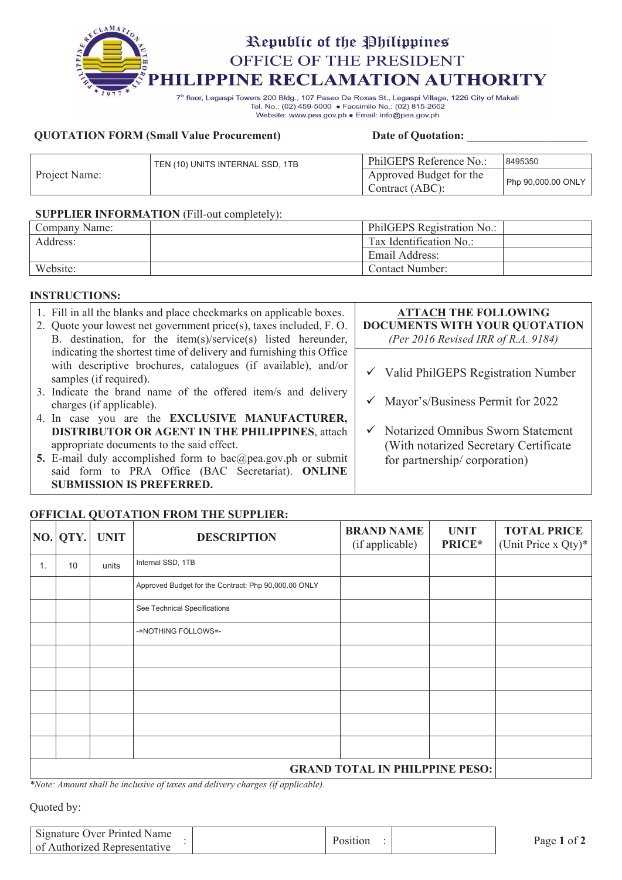# Republic of the Philippines
## OFFICE OF THE PRESIDENT
## PHILIPPINE RECLAMATION AUTHORITY

7th floor, Legaspi Towers 200 Bldg., 107 Paseo De Roxas St., Legaspi Village, 1226 City of Makati
Tel. No.: (02) 459-5000 • Facsimile No.: (02) 815-2662
Website: www.pea.gov.ph • Email: info@pea.gov.ph

**QUOTATION FORM (Small Value Procurement)** **Date of Quotation:** ____________________

| Project Name: | TEN (10) UNITS INTERNAL SSD, 1TB | PhilGEPS Reference No.: | 8495350 |
|---|---|---|---|
| | | Approved Budget for the Contract (ABC): | Php 90,000.00 ONLY |

**SUPPLIER INFORMATION** (Fill-out completely):

| Company Name: | | PhilGEPS Registration No.: | |
|---|---|---|---|
| Address: | | Tax Identification No.: | |
| | | Email Address: | |
| Website: | | Contact Number: | |

**INSTRUCTIONS:**

1. Fill in all the blanks and place checkmarks on applicable boxes.
2. Quote your lowest net government price(s), taxes included, F. O. B. destination, for the item(s)/service(s) listed hereunder, indicating the shortest time of delivery and furnishing this Office with descriptive brochures, catalogues (if available), and/or samples (if required).
3. Indicate the brand name of the offered item/s and delivery charges (if applicable).
4. In case you are the **EXCLUSIVE MANUFACTURER, DISTRIBUTOR OR AGENT IN THE PHILIPPINES**, attach appropriate documents to the said effect.
5. E-mail duly accomplished form to bac@pea.gov.ph or submit said form to PRA Office (BAC Secretariat). **ONLINE SUBMISSION IS PREFERRED.**

**ATTACH THE FOLLOWING DOCUMENTS WITH YOUR QUOTATION**
*(Per 2016 Revised IRR of R.A. 9184)*

- ✓ Valid PhilGEPS Registration Number
- ✓ Mayor's/Business Permit for 2022
- ✓ Notarized Omnibus Sworn Statement (With notarized Secretary Certificate for partnership/ corporation)

**OFFICIAL QUOTATION FROM THE SUPPLIER:**

| NO. | QTY. | UNIT | DESCRIPTION | BRAND NAME (if applicable) | UNIT PRICE* | TOTAL PRICE (Unit Price x Qty)* |
|---|---|---|---|---|---|---|
| 1. | 10 | units | Internal SSD, 1TB | | | |
| | | | Approved Budget for the Contract: Php 90,000.00 ONLY | | | |
| | | | See Technical Specifications | | | |
| | | | -=NOTHING FOLLOWS=- | | | |
| | | | | | | |
| | | | | | | |
| | | | | | | |
| | | | | | | |
| | | | | | | |
| **GRAND TOTAL IN PHILPPINE PESO:** | | | | | | |

*\*Note: Amount shall be inclusive of taxes and delivery charges (if applicable).*

Quoted by:

| Signature Over Printed Name of Authorized Representative : | | Position : | |
|---|---|---|---|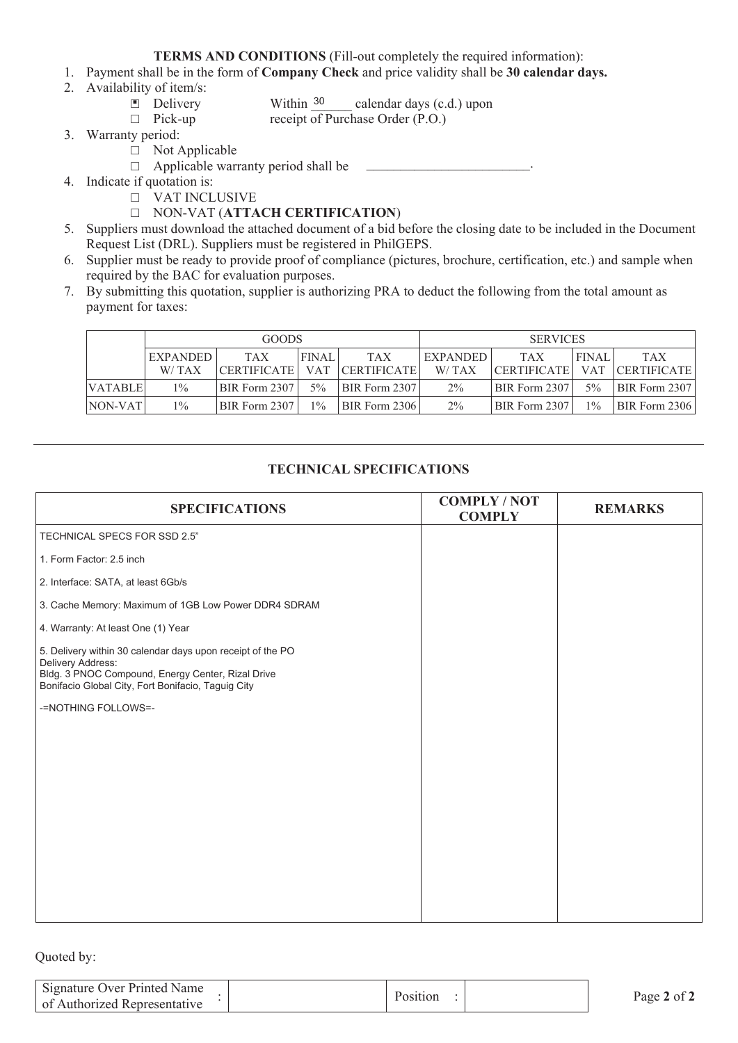**TERMS AND CONDITIONS** (Fill-out completely the required information):

1. Payment shall be in the form of **Company Check** and price validity shall be **30 calendar days.**
2. Availability of item/s:
   - ☒ Delivery — Within 30 calendar days (c.d.) upon receipt of Purchase Order (P.O.)
   - ☐ Pick-up
3. Warranty period:
   - ☐ Not Applicable
   - ☐ Applicable warranty period shall be ________________________.
4. Indicate if quotation is:
   - ☐ VAT INCLUSIVE
   - ☐ NON-VAT (**ATTACH CERTIFICATION**)
5. Suppliers must download the attached document of a bid before the closing date to be included in the Document Request List (DRL). Suppliers must be registered in PhilGEPS.
6. Supplier must be ready to provide proof of compliance (pictures, brochure, certification, etc.) and sample when required by the BAC for evaluation purposes.
7. By submitting this quotation, supplier is authorizing PRA to deduct the following from the total amount as payment for taxes:

| | GOODS | | | | SERVICES | | | |
|---|---|---|---|---|---|---|---|---|
| | EXPANDED W/ TAX | TAX CERTIFICATE | FINAL VAT | TAX CERTIFICATE | EXPANDED W/ TAX | TAX CERTIFICATE | FINAL VAT | TAX CERTIFICATE |
| VATABLE | 1% | BIR Form 2307 | 5% | BIR Form 2307 | 2% | BIR Form 2307 | 5% | BIR Form 2307 |
| NON-VAT | 1% | BIR Form 2307 | 1% | BIR Form 2306 | 2% | BIR Form 2307 | 1% | BIR Form 2306 |

---

## TECHNICAL SPECIFICATIONS

| SPECIFICATIONS | COMPLY / NOT COMPLY | REMARKS |
|---|---|---|
| TECHNICAL SPECS FOR SSD 2.5" | | |
| 1. Form Factor: 2.5 inch | | |
| 2. Interface: SATA, at least 6Gb/s | | |
| 3. Cache Memory: Maximum of 1GB Low Power DDR4 SDRAM | | |
| 4. Warranty: At least One (1) Year | | |
| 5. Delivery within 30 calendar days upon receipt of the PO<br>Delivery Address:<br>Bldg. 3 PNOC Compound, Energy Center, Rizal Drive<br>Bonifacio Global City, Fort Bonifacio, Taguig City | | |
| -=NOTHING FOLLOWS=- | | |

Quoted by:

| Signature Over Printed Name of Authorized Representative : | | Position : | |
|---|---|---|---|